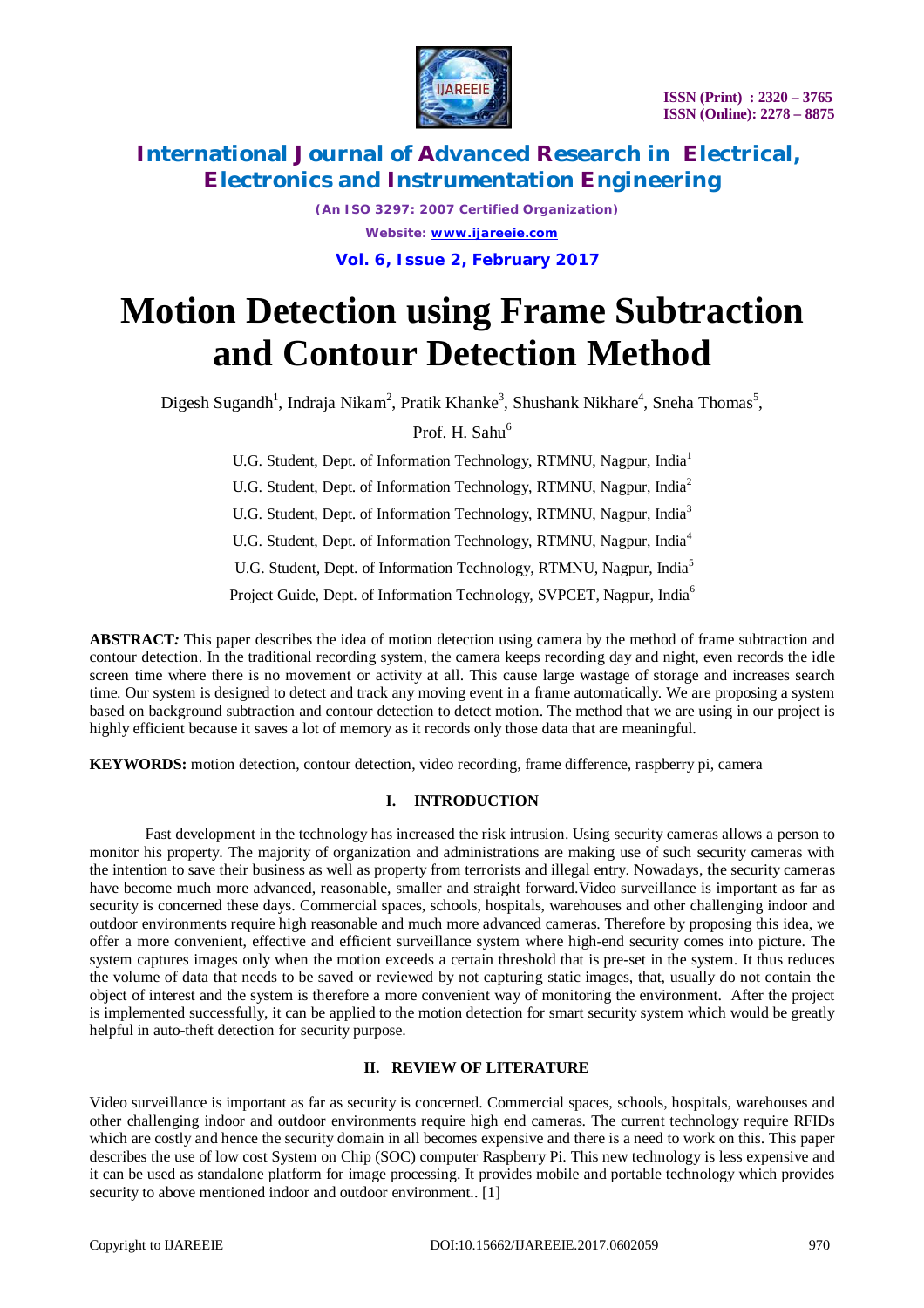# Motion Detection using Frame Subtraction and Contour Detection Method

Digesh Sugandh[1], Indraja Nikam[2], Pratik Khanke[3], Shushank Nikhare[4], Sneha Thomas[5],

Prof. H. Sahu[6]

U.G. Student, Dept. of Information Technology, RTMNU, Nagpur, India[1]

U.G. Student, Dept. of Information Technology, RTMNU, Nagpur, India[2]

U.G. Student, Dept. of Information Technology, RTMNU, Nagpur, India[3]

U.G. Student, Dept. of Information Technology, RTMNU, Nagpur, India[4]

U.G. Student, Dept. of Information Technology, RTMNU, Nagpur, India[5]

Project Guide, Dept. of Information Technology, SVPCET, Nagpur, India[6]

**ABSTRACT***:* This paper describes the idea of motion detection using camera by the method of frame subtraction and contour detection. In the traditional recording system, the camera keeps recording day and night, even records the idle screen time where there is no movement or activity at all. This cause large wastage of storage and increases search time. Our system is designed to detect and track any moving event in a frame automatically. We are proposing a system based on background subtraction and contour detection to detect motion. The method that we are using in our project is highly efficient because it saves a lot of memory as it records only those data that are meaningful.

**KEYWORDS:** motion detection, contour detection, video recording, frame difference, raspberry pi, camera

## I. INTRODUCTION

Fast development in the technology has increased the risk intrusion. Using security cameras allows a person to monitor his property. The majority of organization and administrations are making use of such security cameras with the intention to save their business as well as property from terrorists and illegal entry. Nowadays, the security cameras have become much more advanced, reasonable, smaller and straight forward.Video surveillance is important as far as security is concerned these days. Commercial spaces, schools, hospitals, warehouses and other challenging indoor and outdoor environments require high reasonable and much more advanced cameras. Therefore by proposing this idea, we offer a more convenient, effective and efficient surveillance system where high-end security comes into picture. The system captures images only when the motion exceeds a certain threshold that is pre-set in the system. It thus reduces the volume of data that needs to be saved or reviewed by not capturing static images, that, usually do not contain the object of interest and the system is therefore a more convenient way of monitoring the environment. After the project is implemented successfully, it can be applied to the motion detection for smart security system which would be greatly helpful in auto-theft detection for security purpose.

## II. REVIEW OF LITERATURE

Video surveillance is important as far as security is concerned. Commercial spaces, schools, hospitals, warehouses and other challenging indoor and outdoor environments require high end cameras. The current technology require RFIDs which are costly and hence the security domain in all becomes expensive and there is a need to work on this. This paper describes the use of low cost System on Chip (SOC) computer Raspberry Pi. This new technology is less expensive and it can be used as standalone platform for image processing. It provides mobile and portable technology which provides security to above mentioned indoor and outdoor environment.. [1]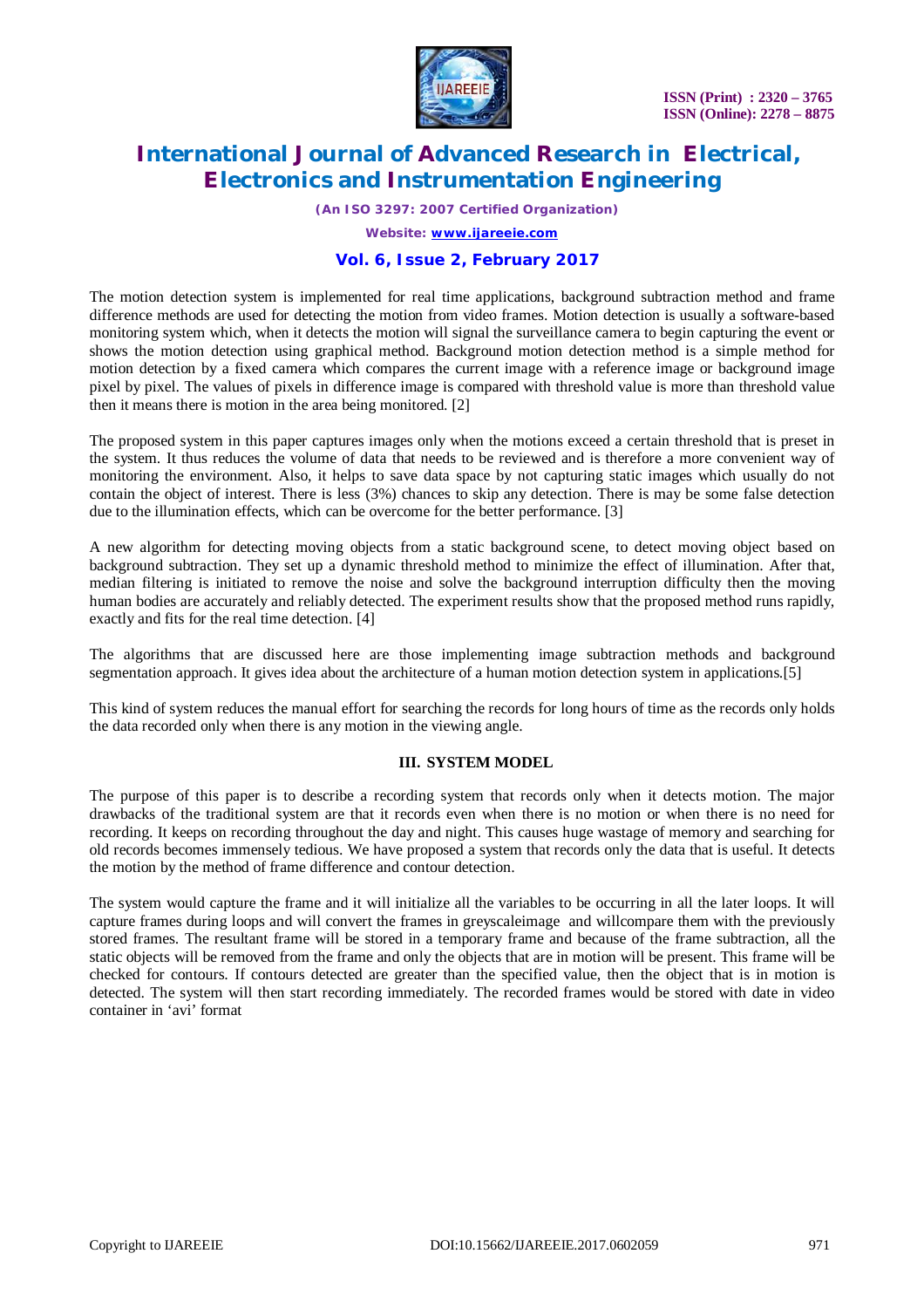The motion detection system is implemented for real time applications, background subtraction method and frame difference methods are used for detecting the motion from video frames. Motion detection is usually a software-based monitoring system which, when it detects the motion will signal the surveillance camera to begin capturing the event or shows the motion detection using graphical method. Background motion detection method is a simple method for motion detection by a fixed camera which compares the current image with a reference image or background image pixel by pixel. The values of pixels in difference image is compared with threshold value is more than threshold value then it means there is motion in the area being monitored. [2]

The proposed system in this paper captures images only when the motions exceed a certain threshold that is preset in the system. It thus reduces the volume of data that needs to be reviewed and is therefore a more convenient way of monitoring the environment. Also, it helps to save data space by not capturing static images which usually do not contain the object of interest. There is less (3%) chances to skip any detection. There is may be some false detection due to the illumination effects, which can be overcome for the better performance. [3]

A new algorithm for detecting moving objects from a static background scene, to detect moving object based on background subtraction. They set up a dynamic threshold method to minimize the effect of illumination. After that, median filtering is initiated to remove the noise and solve the background interruption difficulty then the moving human bodies are accurately and reliably detected. The experiment results show that the proposed method runs rapidly, exactly and fits for the real time detection. [4]

The algorithms that are discussed here are those implementing image subtraction methods and background segmentation approach. It gives idea about the architecture of a human motion detection system in applications.[5]

This kind of system reduces the manual effort for searching the records for long hours of time as the records only holds the data recorded only when there is any motion in the viewing angle.

## III. SYSTEM MODEL

The purpose of this paper is to describe a recording system that records only when it detects motion. The major drawbacks of the traditional system are that it records even when there is no motion or when there is no need for recording. It keeps on recording throughout the day and night. This causes huge wastage of memory and searching for old records becomes immensely tedious. We have proposed a system that records only the data that is useful. It detects the motion by the method of frame difference and contour detection.

The system would capture the frame and it will initialize all the variables to be occurring in all the later loops. It will capture frames during loops and will convert the frames in greyscaleimage and willcompare them with the previously stored frames. The resultant frame will be stored in a temporary frame and because of the frame subtraction, all the static objects will be removed from the frame and only the objects that are in motion will be present. This frame will be checked for contours. If contours detected are greater than the specified value, then the object that is in motion is detected. The system will then start recording immediately. The recorded frames would be stored with date in video container in 'avi' format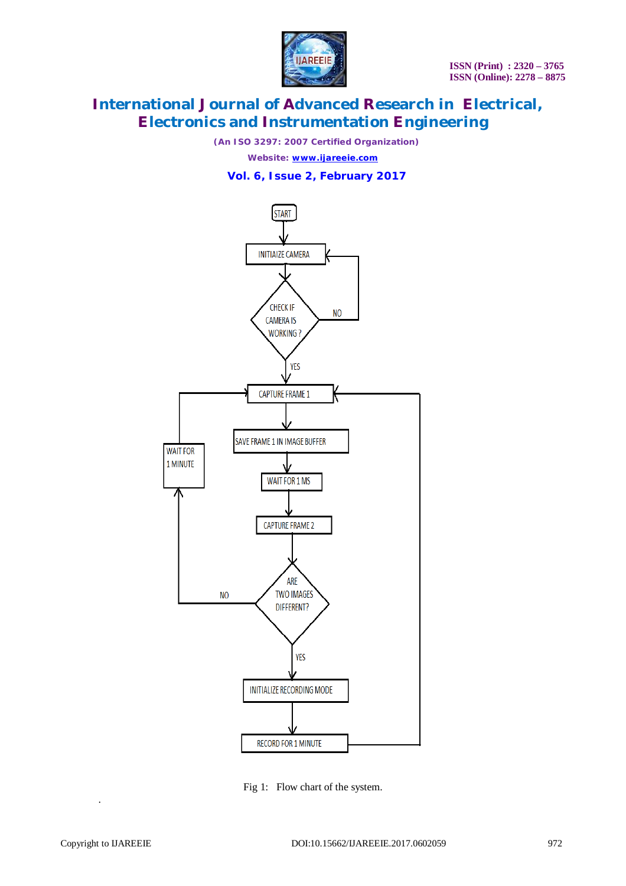START

INITIAIZE CAMERA

CHECK IF CAMERA IS WORKING ?

NO

YES

CAPTURE FRAME 1

SAVE FRAME 1 IN IMAGE BUFFER

WAIT FOR 1 MS

CAPTURE FRAME 2

ARE TWO IMAGES DIFFERENT?

NO

WAIT FOR 1 MINUTE

YES

INITIALIZE RECORDING MODE

RECORD FOR 1 MINUTE

Fig 1: Flow chart of the system.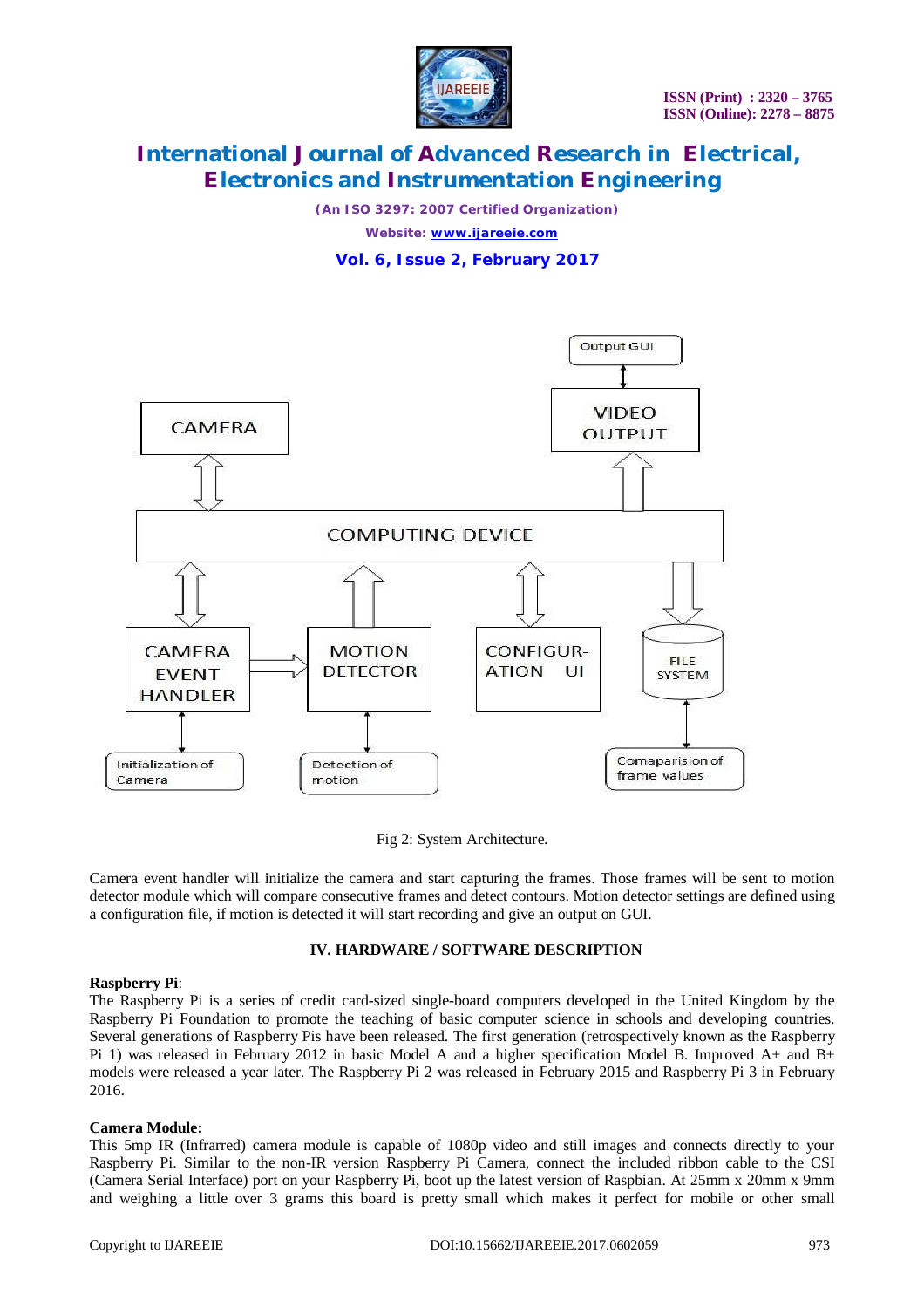Fig 2: System Architecture.

Camera event handler will initialize the camera and start capturing the frames. Those frames will be sent to motion detector module which will compare consecutive frames and detect contours. Motion detector settings are defined using a configuration file, if motion is detected it will start recording and give an output on GUI.

## IV. HARDWARE / SOFTWARE DESCRIPTION

**Raspberry Pi**:

The Raspberry Pi is a series of credit card-sized single-board computers developed in the United Kingdom by the Raspberry Pi Foundation to promote the teaching of basic computer science in schools and developing countries. Several generations of Raspberry Pis have been released. The first generation (retrospectively known as the Raspberry Pi 1) was released in February 2012 in basic Model A and a higher specification Model B. Improved A+ and B+ models were released a year later. The Raspberry Pi 2 was released in February 2015 and Raspberry Pi 3 in February 2016.

**Camera Module:**

This 5mp IR (Infrarred) camera module is capable of 1080p video and still images and connects directly to your Raspberry Pi. Similar to the non-IR version Raspberry Pi Camera, connect the included ribbon cable to the CSI (Camera Serial Interface) port on your Raspberry Pi, boot up the latest version of Raspbian. At 25mm x 20mm x 9mm and weighing a little over 3 grams this board is pretty small which makes it perfect for mobile or other small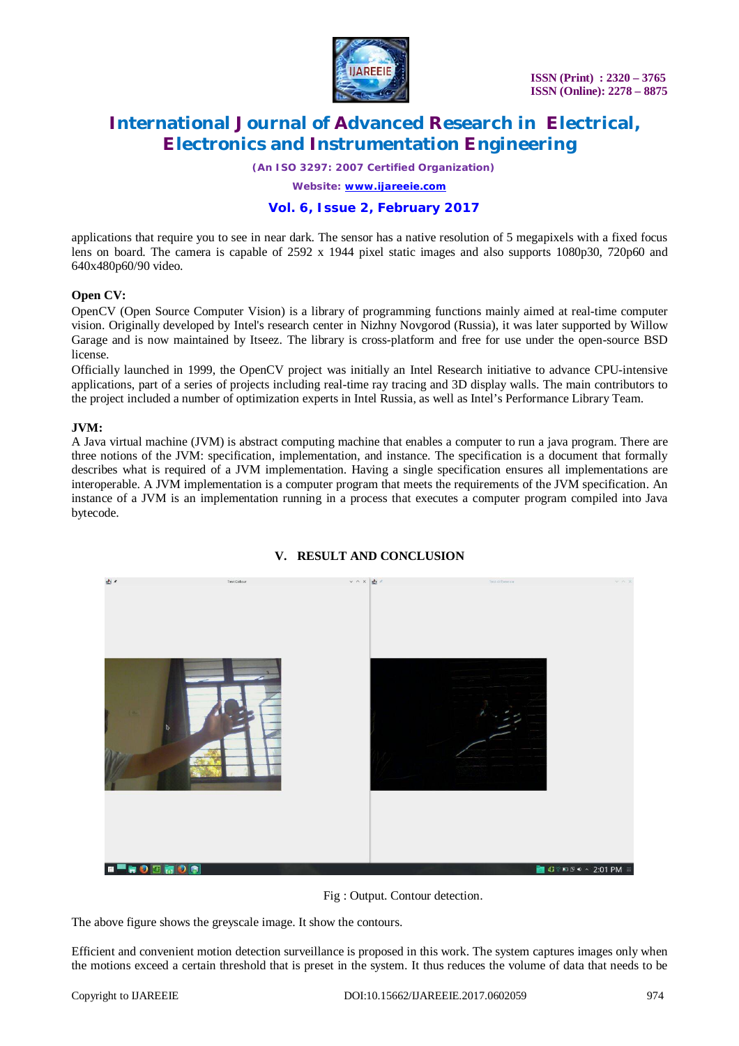applications that require you to see in near dark. The sensor has a native resolution of 5 megapixels with a fixed focus lens on board. The camera is capable of 2592 x 1944 pixel static images and also supports 1080p30, 720p60 and 640x480p60/90 video.

**Open CV:**

OpenCV (Open Source Computer Vision) is a library of programming functions mainly aimed at real-time computer vision. Originally developed by Intel's research center in Nizhny Novgorod (Russia), it was later supported by Willow Garage and is now maintained by Itseez. The library is cross-platform and free for use under the open-source BSD license.

Officially launched in 1999, the OpenCV project was initially an Intel Research initiative to advance CPU-intensive applications, part of a series of projects including real-time ray tracing and 3D display walls. The main contributors to the project included a number of optimization experts in Intel Russia, as well as Intel's Performance Library Team.

**JVM:**

A Java virtual machine (JVM) is abstract computing machine that enables a computer to run a java program. There are three notions of the JVM: specification, implementation, and instance. The specification is a document that formally describes what is required of a JVM implementation. Having a single specification ensures all implementations are interoperable. A JVM implementation is a computer program that meets the requirements of the JVM specification. An instance of a JVM is an implementation running in a process that executes a computer program compiled into Java bytecode.

## V. RESULT AND CONCLUSION

Fig : Output. Contour detection.

The above figure shows the greyscale image. It show the contours.

Efficient and convenient motion detection surveillance is proposed in this work. The system captures images only when the motions exceed a certain threshold that is preset in the system. It thus reduces the volume of data that needs to be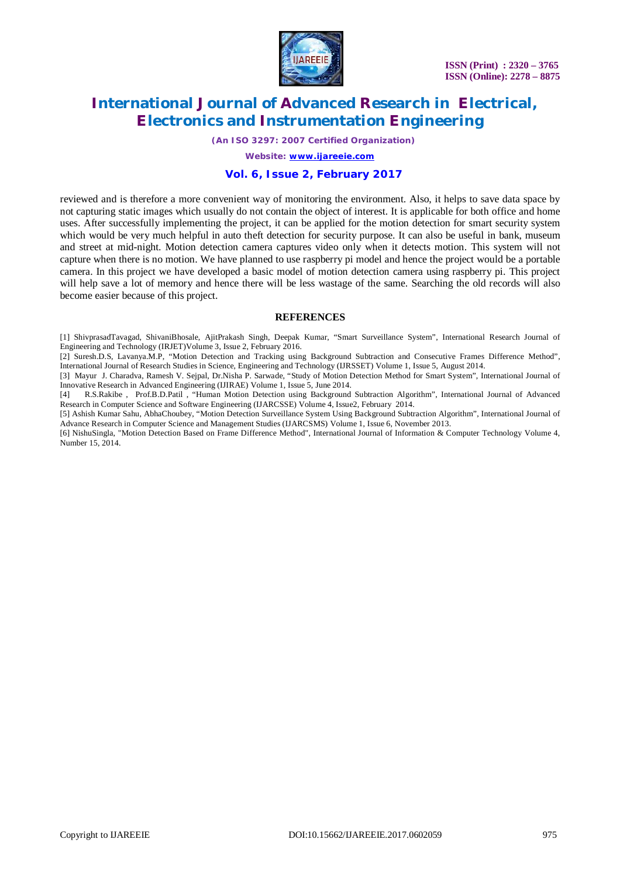reviewed and is therefore a more convenient way of monitoring the environment. Also, it helps to save data space by not capturing static images which usually do not contain the object of interest. It is applicable for both office and home uses. After successfully implementing the project, it can be applied for the motion detection for smart security system which would be very much helpful in auto theft detection for security purpose. It can also be useful in bank, museum and street at mid-night. Motion detection camera captures video only when it detects motion. This system will not capture when there is no motion. We have planned to use raspberry pi model and hence the project would be a portable camera. In this project we have developed a basic model of motion detection camera using raspberry pi. This project will help save a lot of memory and hence there will be less wastage of the same. Searching the old records will also become easier because of this project.

## REFERENCES

[1] ShivprasadTavagad, ShivaniBhosale, AjitPrakash Singh, Deepak Kumar, "Smart Surveillance System", International Research Journal of Engineering and Technology (IRJET)Volume 3, Issue 2, February 2016.

[2] Suresh.D.S, Lavanya.M.P, "Motion Detection and Tracking using Background Subtraction and Consecutive Frames Difference Method", International Journal of Research Studies in Science, Engineering and Technology (IJRSSET) Volume 1, Issue 5, August 2014.

[3] Mayur J. Charadva, Ramesh V. Sejpal, Dr.Nisha P. Sarwade, "Study of Motion Detection Method for Smart System", International Journal of Innovative Research in Advanced Engineering (IJIRAE) Volume 1, Issue 5, June 2014.

[4] R.S.Rakibe , Prof.B.D.Patil , "Human Motion Detection using Background Subtraction Algorithm", International Journal of Advanced Research in Computer Science and Software Engineering (IJARCSSE) Volume 4, Issue2, February 2014.

[5] Ashish Kumar Sahu, AbhaChoubey, "Motion Detection Surveillance System Using Background Subtraction Algorithm", International Journal of Advance Research in Computer Science and Management Studies (IJARCSMS) Volume 1, Issue 6, November 2013.

[6] NishuSingla, "Motion Detection Based on Frame Difference Method", International Journal of Information & Computer Technology Volume 4, Number 15, 2014.